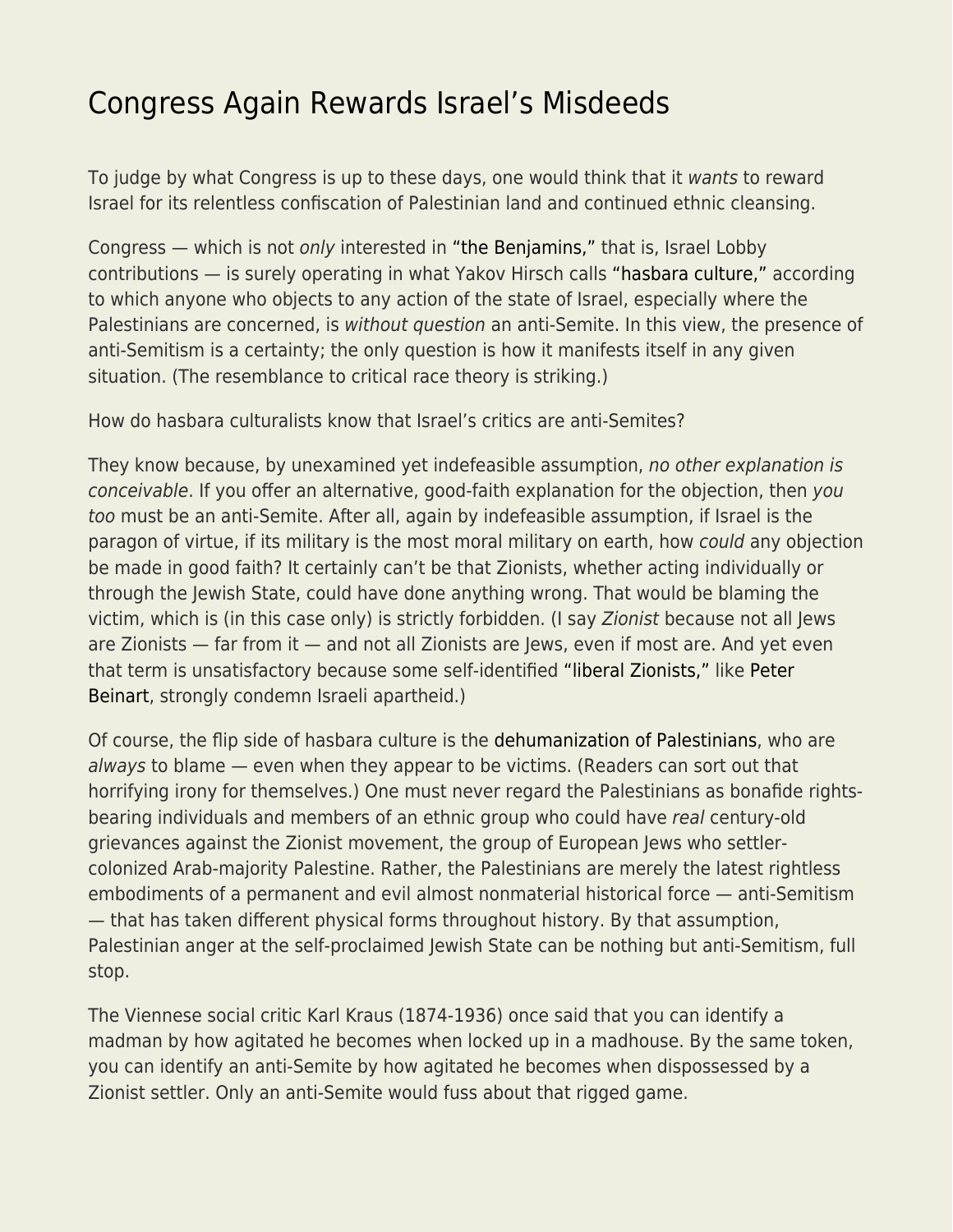# Congress Again Rewards Israel's Misdeeds

To judge by what Congress is up to these days, one would think that it *wants* to reward Israel for its relentless confiscation of Palestinian land and continued ethnic cleansing.

Congress — which is not *only* interested in "the Benjamins," that is, Israel Lobby contributions — is surely operating in what Yakov Hirsch calls "hasbara culture," according to which anyone who objects to any action of the state of Israel, especially where the Palestinians are concerned, is *without question* an anti-Semite. In this view, the presence of anti-Semitism is a certainty; the only question is how it manifests itself in any given situation. (The resemblance to critical race theory is striking.)

How do hasbara culturalists know that Israel's critics are anti-Semites?

They know because, by unexamined yet indefeasible assumption, *no other explanation is conceivable*. If you offer an alternative, good-faith explanation for the objection, then *you too* must be an anti-Semite. After all, again by indefeasible assumption, if Israel is the paragon of virtue, if its military is the most moral military on earth, how *could* any objection be made in good faith? It certainly can't be that Zionists, whether acting individually or through the Jewish State, could have done anything wrong. That would be blaming the victim, which is (in this case only) is strictly forbidden. (I say *Zionist* because not all Jews are Zionists — far from it — and not all Zionists are Jews, even if most are. And yet even that term is unsatisfactory because some self-identified "liberal Zionists," like Peter Beinart, strongly condemn Israeli apartheid.)

Of course, the flip side of hasbara culture is the dehumanization of Palestinians, who are *always* to blame — even when they appear to be victims. (Readers can sort out that horrifying irony for themselves.) One must never regard the Palestinians as bonafide rights-bearing individuals and members of an ethnic group who could have *real* century-old grievances against the Zionist movement, the group of European Jews who settler-colonized Arab-majority Palestine. Rather, the Palestinians are merely the latest rightless embodiments of a permanent and evil almost nonmaterial historical force — anti-Semitism — that has taken different physical forms throughout history. By that assumption, Palestinian anger at the self-proclaimed Jewish State can be nothing but anti-Semitism, full stop.

The Viennese social critic Karl Kraus (1874-1936) once said that you can identify a madman by how agitated he becomes when locked up in a madhouse. By the same token, you can identify an anti-Semite by how agitated he becomes when dispossessed by a Zionist settler. Only an anti-Semite would fuss about that rigged game.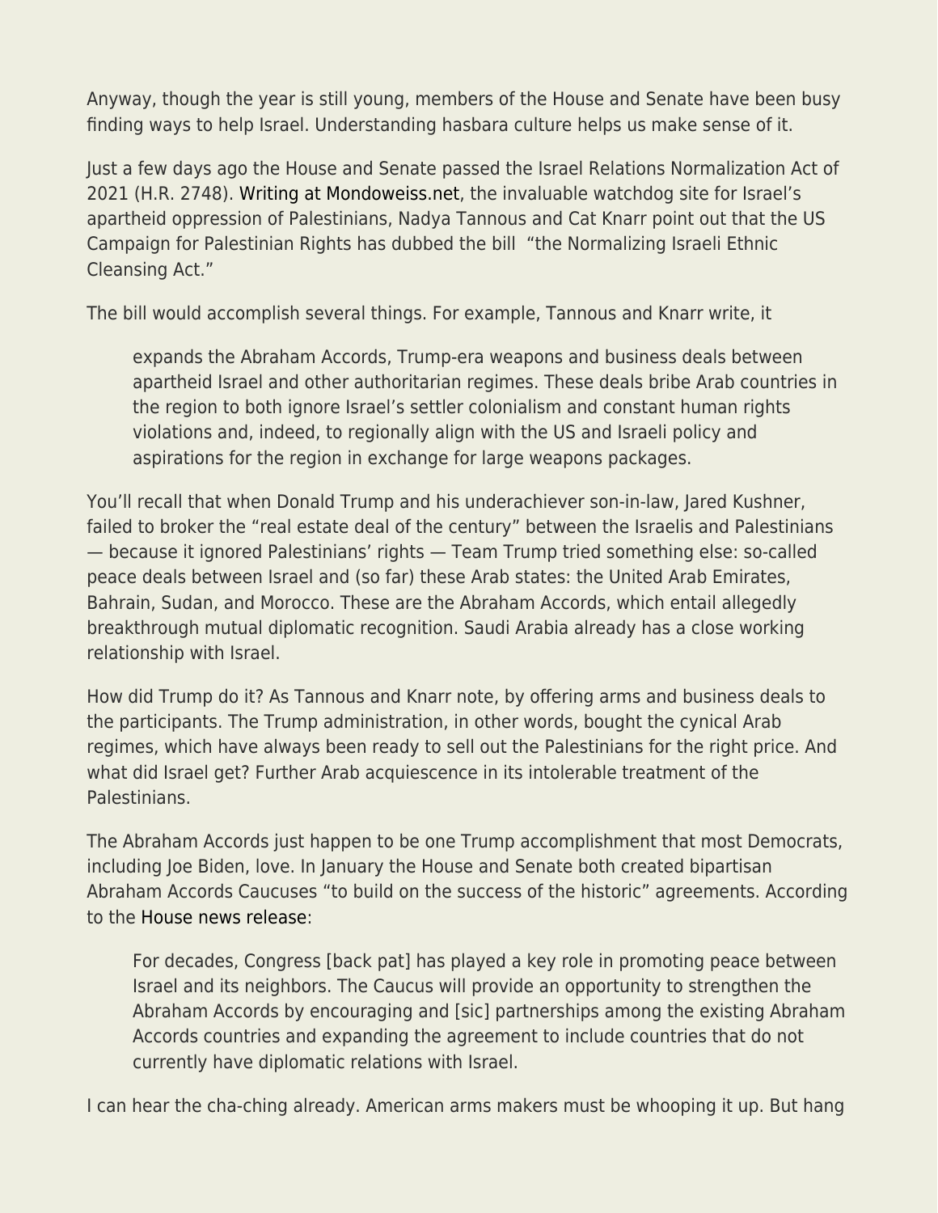Anyway, though the year is still young, members of the House and Senate have been busy finding ways to help Israel. Understanding hasbara culture helps us make sense of it.

Just a few days ago the House and Senate passed the Israel Relations Normalization Act of 2021 (H.R. 2748). Writing at Mondoweiss.net, the invaluable watchdog site for Israel's apartheid oppression of Palestinians, Nadya Tannous and Cat Knarr point out that the US Campaign for Palestinian Rights has dubbed the bill "the Normalizing Israeli Ethnic Cleansing Act."

The bill would accomplish several things. For example, Tannous and Knarr write, it

> expands the Abraham Accords, Trump-era weapons and business deals between apartheid Israel and other authoritarian regimes. These deals bribe Arab countries in the region to both ignore Israel's settler colonialism and constant human rights violations and, indeed, to regionally align with the US and Israeli policy and aspirations for the region in exchange for large weapons packages.

You'll recall that when Donald Trump and his underachiever son-in-law, Jared Kushner, failed to broker the "real estate deal of the century" between the Israelis and Palestinians — because it ignored Palestinians' rights — Team Trump tried something else: so-called peace deals between Israel and (so far) these Arab states: the United Arab Emirates, Bahrain, Sudan, and Morocco. These are the Abraham Accords, which entail allegedly breakthrough mutual diplomatic recognition. Saudi Arabia already has a close working relationship with Israel.

How did Trump do it? As Tannous and Knarr note, by offering arms and business deals to the participants. The Trump administration, in other words, bought the cynical Arab regimes, which have always been ready to sell out the Palestinians for the right price. And what did Israel get? Further Arab acquiescence in its intolerable treatment of the Palestinians.

The Abraham Accords just happen to be one Trump accomplishment that most Democrats, including Joe Biden, love. In January the House and Senate both created bipartisan Abraham Accords Caucuses "to build on the success of the historic" agreements. According to the House news release:

> For decades, Congress [back pat] has played a key role in promoting peace between Israel and its neighbors. The Caucus will provide an opportunity to strengthen the Abraham Accords by encouraging and [sic] partnerships among the existing Abraham Accords countries and expanding the agreement to include countries that do not currently have diplomatic relations with Israel.

I can hear the cha-ching already. American arms makers must be whooping it up. But hang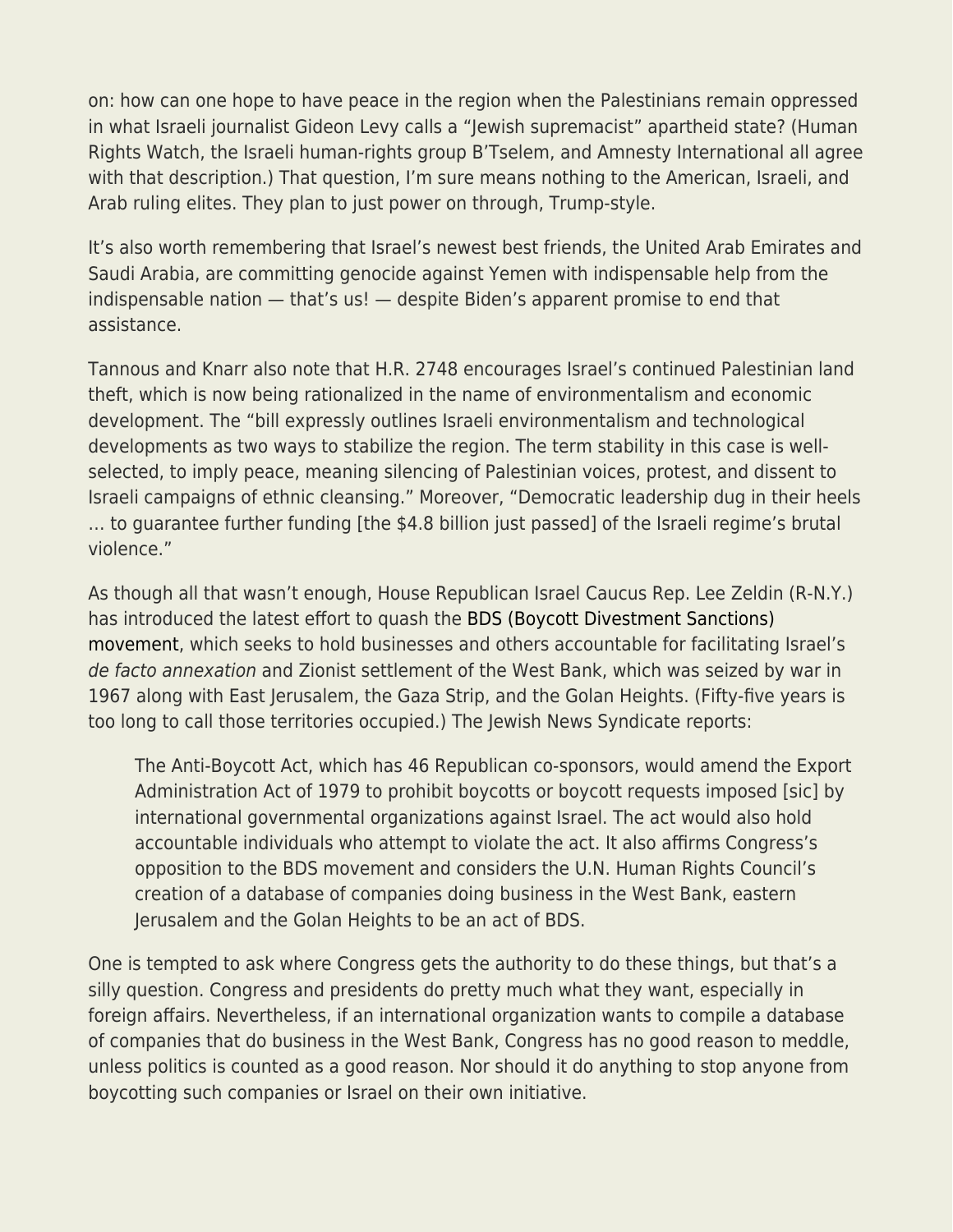on: how can one hope to have peace in the region when the Palestinians remain oppressed in what Israeli journalist Gideon Levy calls a "Jewish supremacist" apartheid state? (Human Rights Watch, the Israeli human-rights group B'Tselem, and Amnesty International all agree with that description.) That question, I'm sure means nothing to the American, Israeli, and Arab ruling elites. They plan to just power on through, Trump-style.

It's also worth remembering that Israel's newest best friends, the United Arab Emirates and Saudi Arabia, are committing genocide against Yemen with indispensable help from the indispensable nation — that's us! — despite Biden's apparent promise to end that assistance.

Tannous and Knarr also note that H.R. 2748 encourages Israel's continued Palestinian land theft, which is now being rationalized in the name of environmentalism and economic development. The "bill expressly outlines Israeli environmentalism and technological developments as two ways to stabilize the region. The term stability in this case is well-selected, to imply peace, meaning silencing of Palestinian voices, protest, and dissent to Israeli campaigns of ethnic cleansing." Moreover, "Democratic leadership dug in their heels … to guarantee further funding [the $4.8 billion just passed] of the Israeli regime's brutal violence."

As though all that wasn't enough, House Republican Israel Caucus Rep. Lee Zeldin (R-N.Y.) has introduced the latest effort to quash the BDS (Boycott Divestment Sanctions) movement, which seeks to hold businesses and others accountable for facilitating Israel's *de facto annexation* and Zionist settlement of the West Bank, which was seized by war in 1967 along with East Jerusalem, the Gaza Strip, and the Golan Heights. (Fifty-five years is too long to call those territories occupied.) The Jewish News Syndicate reports:

> The Anti-Boycott Act, which has 46 Republican co-sponsors, would amend the Export Administration Act of 1979 to prohibit boycotts or boycott requests imposed [sic] by international governmental organizations against Israel. The act would also hold accountable individuals who attempt to violate the act. It also affirms Congress's opposition to the BDS movement and considers the U.N. Human Rights Council's creation of a database of companies doing business in the West Bank, eastern Jerusalem and the Golan Heights to be an act of BDS.

One is tempted to ask where Congress gets the authority to do these things, but that's a silly question. Congress and presidents do pretty much what they want, especially in foreign affairs. Nevertheless, if an international organization wants to compile a database of companies that do business in the West Bank, Congress has no good reason to meddle, unless politics is counted as a good reason. Nor should it do anything to stop anyone from boycotting such companies or Israel on their own initiative.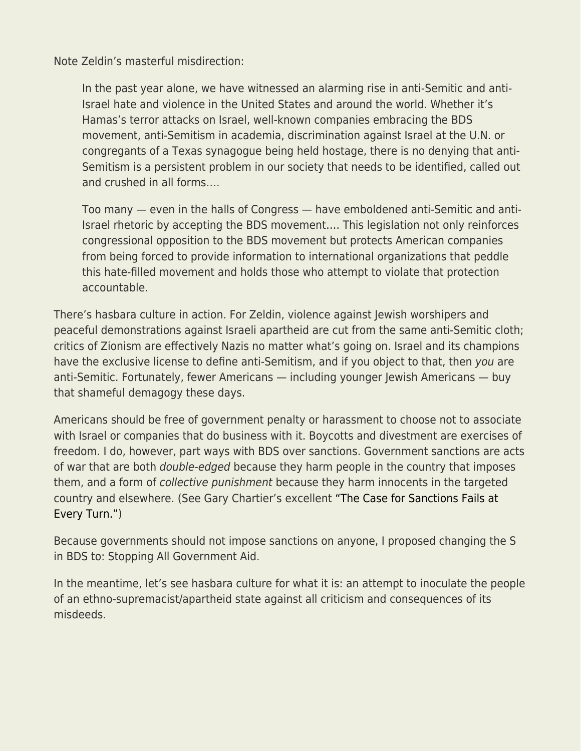Note Zeldin's masterful misdirection:

> In the past year alone, we have witnessed an alarming rise in anti-Semitic and anti-Israel hate and violence in the United States and around the world. Whether it's Hamas's terror attacks on Israel, well-known companies embracing the BDS movement, anti-Semitism in academia, discrimination against Israel at the U.N. or congregants of a Texas synagogue being held hostage, there is no denying that anti-Semitism is a persistent problem in our society that needs to be identified, called out and crushed in all forms….
>
> Too many — even in the halls of Congress — have emboldened anti-Semitic and anti-Israel rhetoric by accepting the BDS movement…. This legislation not only reinforces congressional opposition to the BDS movement but protects American companies from being forced to provide information to international organizations that peddle this hate-filled movement and holds those who attempt to violate that protection accountable.

There's hasbara culture in action. For Zeldin, violence against Jewish worshipers and peaceful demonstrations against Israeli apartheid are cut from the same anti-Semitic cloth; critics of Zionism are effectively Nazis no matter what's going on. Israel and its champions have the exclusive license to define anti-Semitism, and if you object to that, then *you* are anti-Semitic. Fortunately, fewer Americans — including younger Jewish Americans — buy that shameful demagogy these days.

Americans should be free of government penalty or harassment to choose not to associate with Israel or companies that do business with it. Boycotts and divestment are exercises of freedom. I do, however, part ways with BDS over sanctions. Government sanctions are acts of war that are both *double-edged* because they harm people in the country that imposes them, and a form of *collective punishment* because they harm innocents in the targeted country and elsewhere. (See Gary Chartier's excellent "The Case for Sanctions Fails at Every Turn.")

Because governments should not impose sanctions on anyone, I proposed changing the S in BDS to: Stopping All Government Aid.

In the meantime, let's see hasbara culture for what it is: an attempt to inoculate the people of an ethno-supremacist/apartheid state against all criticism and consequences of its misdeeds.